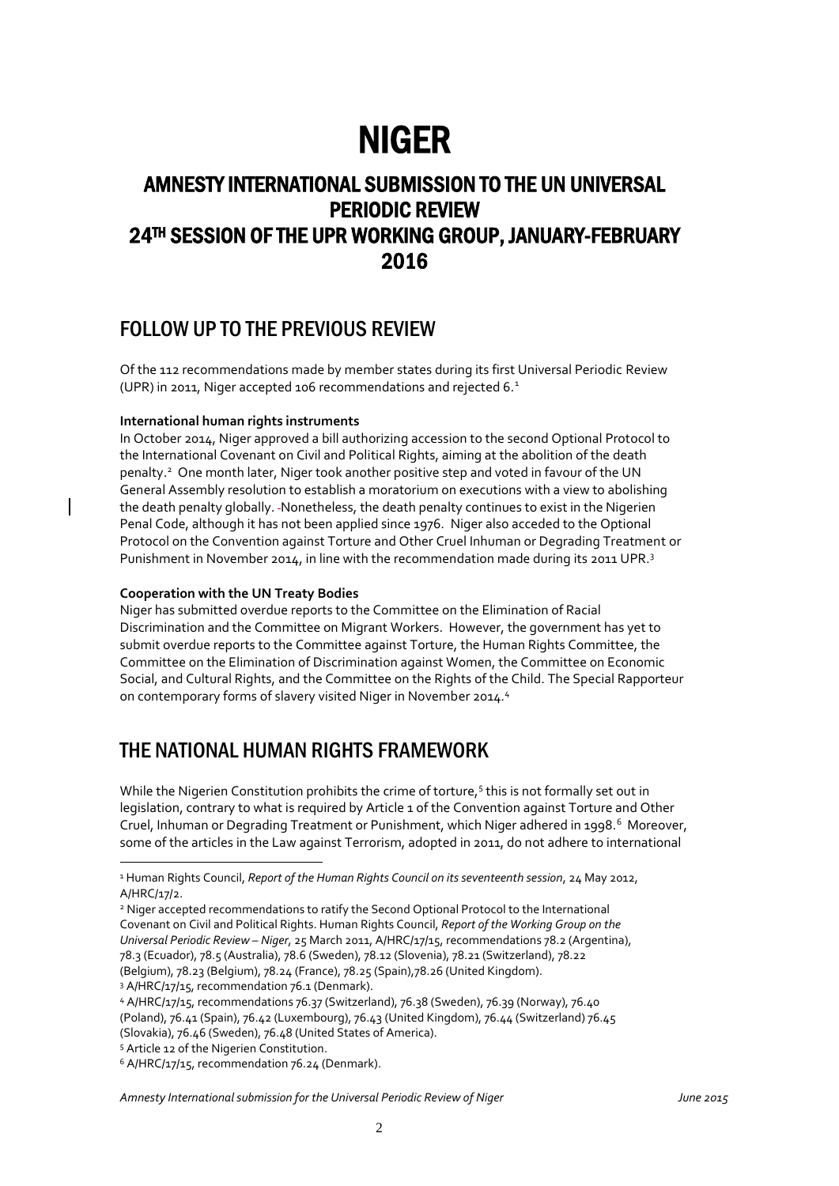# NIGER

## AMNESTY INTERNATIONAL SUBMISSION TO THE UN UNIVERSAL PERIODIC REVIEW
## 24TH SESSION OF THE UPR WORKING GROUP, JANUARY-FEBRUARY 2016

## FOLLOW UP TO THE PREVIOUS REVIEW

Of the 112 recommendations made by member states during its first Universal Periodic Review (UPR) in 2011, Niger accepted 106 recommendations and rejected 6.[1]

**International human rights instruments**

In October 2014, Niger approved a bill authorizing accession to the second Optional Protocol to the International Covenant on Civil and Political Rights, aiming at the abolition of the death penalty.[2] One month later, Niger took another positive step and voted in favour of the UN General Assembly resolution to establish a moratorium on executions with a view to abolishing the death penalty globally. Nonetheless, the death penalty continues to exist in the Nigerien Penal Code, although it has not been applied since 1976. Niger also acceded to the Optional Protocol on the Convention against Torture and Other Cruel Inhuman or Degrading Treatment or Punishment in November 2014, in line with the recommendation made during its 2011 UPR.[3]

**Cooperation with the UN Treaty Bodies**

Niger has submitted overdue reports to the Committee on the Elimination of Racial Discrimination and the Committee on Migrant Workers. However, the government has yet to submit overdue reports to the Committee against Torture, the Human Rights Committee, the Committee on the Elimination of Discrimination against Women, the Committee on Economic Social, and Cultural Rights, and the Committee on the Rights of the Child. The Special Rapporteur on contemporary forms of slavery visited Niger in November 2014.[4]

## THE NATIONAL HUMAN RIGHTS FRAMEWORK

While the Nigerien Constitution prohibits the crime of torture,[5] this is not formally set out in legislation, contrary to what is required by Article 1 of the Convention against Torture and Other Cruel, Inhuman or Degrading Treatment or Punishment, which Niger adhered in 1998.[6] Moreover, some of the articles in the Law against Terrorism, adopted in 2011, do not adhere to international

---

[1] Human Rights Council, *Report of the Human Rights Council on its seventeenth session*, 24 May 2012, A/HRC/17/2.

[2] Niger accepted recommendations to ratify the Second Optional Protocol to the International Covenant on Civil and Political Rights. Human Rights Council, *Report of the Working Group on the Universal Periodic Review – Niger*, 25 March 2011, A/HRC/17/15, recommendations 78.2 (Argentina), 78.3 (Ecuador), 78.5 (Australia), 78.6 (Sweden), 78.12 (Slovenia), 78.21 (Switzerland), 78.22 (Belgium), 78.23 (Belgium), 78.24 (France), 78.25 (Spain),78.26 (United Kingdom).

[3] A/HRC/17/15, recommendation 76.1 (Denmark).

[4] A/HRC/17/15, recommendations 76.37 (Switzerland), 76.38 (Sweden), 76.39 (Norway), 76.40 (Poland), 76.41 (Spain), 76.42 (Luxembourg), 76.43 (United Kingdom), 76.44 (Switzerland) 76.45 (Slovakia), 76.46 (Sweden), 76.48 (United States of America).

[5] Article 12 of the Nigerien Constitution.

[6] A/HRC/17/15, recommendation 76.24 (Denmark).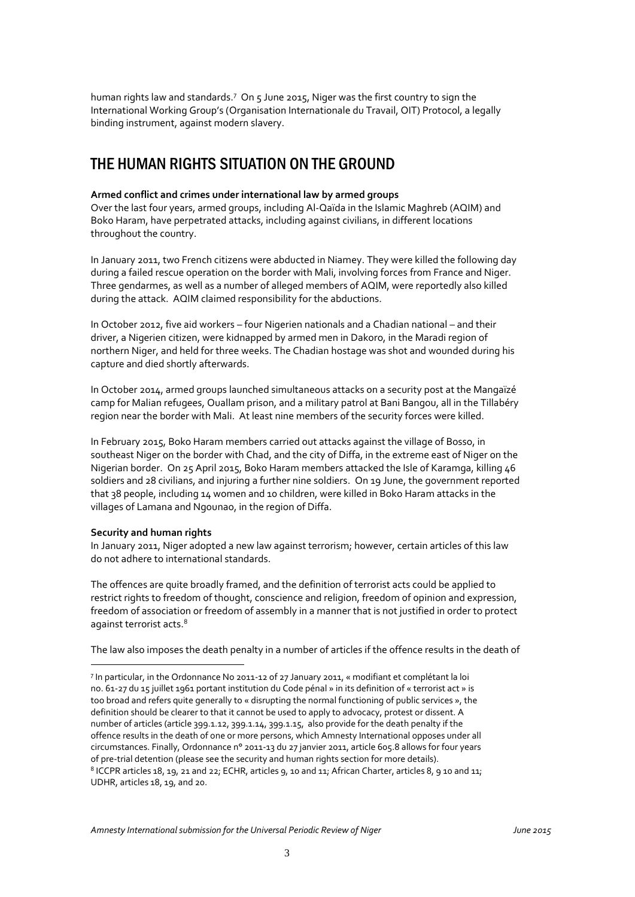human rights law and standards.[7] On 5 June 2015, Niger was the first country to sign the International Working Group's (Organisation Internationale du Travail, OIT) Protocol, a legally binding instrument, against modern slavery.

## THE HUMAN RIGHTS SITUATION ON THE GROUND

**Armed conflict and crimes under international law by armed groups**

Over the last four years, armed groups, including Al-Qaïda in the Islamic Maghreb (AQIM) and Boko Haram, have perpetrated attacks, including against civilians, in different locations throughout the country.

In January 2011, two French citizens were abducted in Niamey. They were killed the following day during a failed rescue operation on the border with Mali, involving forces from France and Niger. Three gendarmes, as well as a number of alleged members of AQIM, were reportedly also killed during the attack. AQIM claimed responsibility for the abductions.

In October 2012, five aid workers – four Nigerien nationals and a Chadian national – and their driver, a Nigerien citizen, were kidnapped by armed men in Dakoro, in the Maradi region of northern Niger, and held for three weeks. The Chadian hostage was shot and wounded during his capture and died shortly afterwards.

In October 2014, armed groups launched simultaneous attacks on a security post at the Mangaïzé camp for Malian refugees, Ouallam prison, and a military patrol at Bani Bangou, all in the Tillabéry region near the border with Mali. At least nine members of the security forces were killed.

In February 2015, Boko Haram members carried out attacks against the village of Bosso, in southeast Niger on the border with Chad, and the city of Diffa, in the extreme east of Niger on the Nigerian border. On 25 April 2015, Boko Haram members attacked the Isle of Karamga, killing 46 soldiers and 28 civilians, and injuring a further nine soldiers. On 19 June, the government reported that 38 people, including 14 women and 10 children, were killed in Boko Haram attacks in the villages of Lamana and Ngounao, in the region of Diffa.

**Security and human rights**

In January 2011, Niger adopted a new law against terrorism; however, certain articles of this law do not adhere to international standards.

The offences are quite broadly framed, and the definition of terrorist acts could be applied to restrict rights to freedom of thought, conscience and religion, freedom of opinion and expression, freedom of association or freedom of assembly in a manner that is not justified in order to protect against terrorist acts.[8]

The law also imposes the death penalty in a number of articles if the offence results in the death of

---

[7] In particular, in the Ordonnance No 2011-12 of 27 January 2011, « modifiant et complétant la loi no. 61-27 du 15 juillet 1961 portant institution du Code pénal » in its definition of « terrorist act » is too broad and refers quite generally to « disrupting the normal functioning of public services », the definition should be clearer to that it cannot be used to apply to advocacy, protest or dissent. A number of articles (article 399.1.12, 399.1.14, 399.1.15, also provide for the death penalty if the offence results in the death of one or more persons, which Amnesty International opposes under all circumstances. Finally, Ordonnance n° 2011-13 du 27 janvier 2011, article 605.8 allows for four years of pre-trial detention (please see the security and human rights section for more details).

[8] ICCPR articles 18, 19, 21 and 22; ECHR, articles 9, 10 and 11; African Charter, articles 8, 9 10 and 11; UDHR, articles 18, 19, and 20.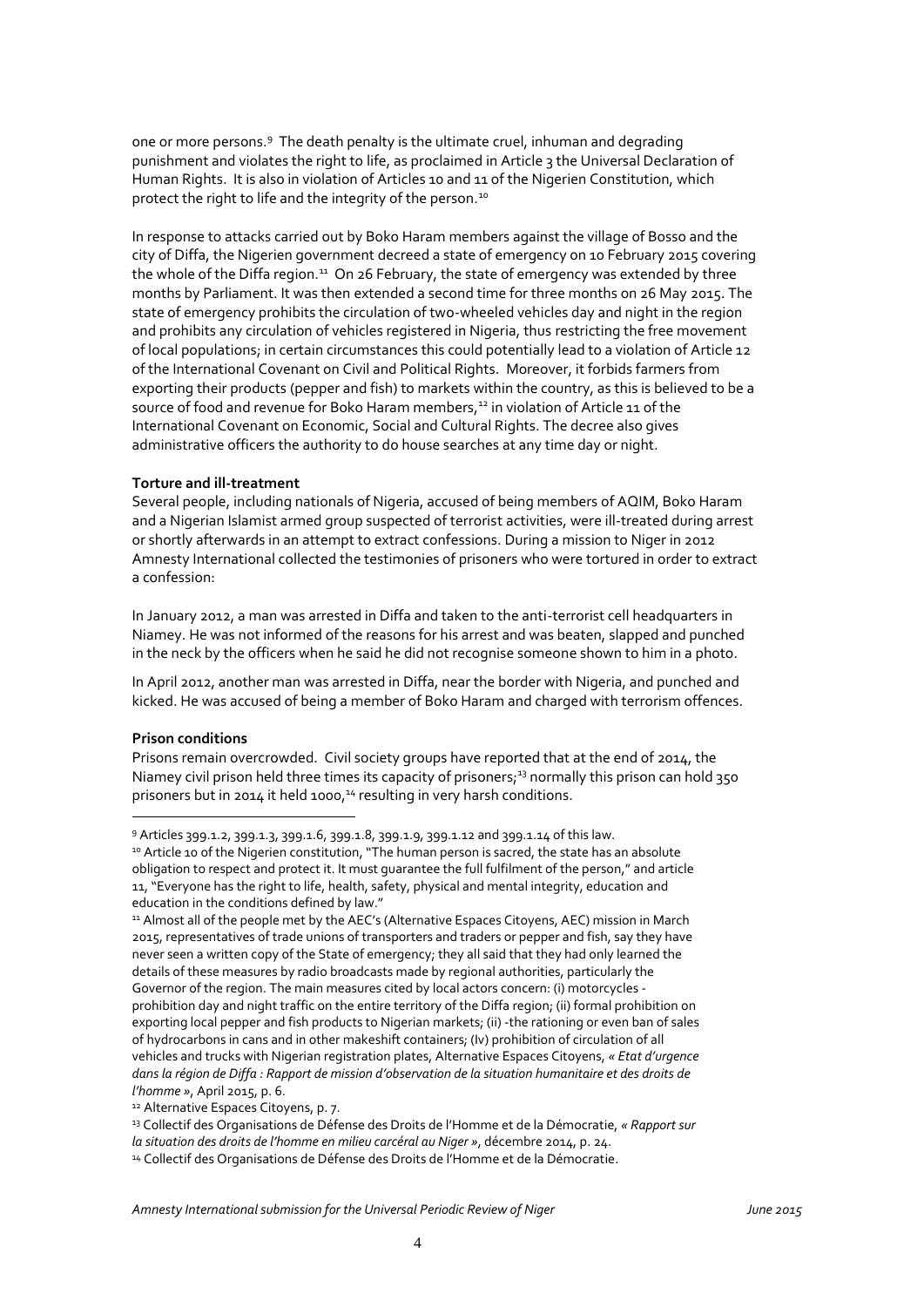one or more persons.[9] The death penalty is the ultimate cruel, inhuman and degrading punishment and violates the right to life, as proclaimed in Article 3 the Universal Declaration of Human Rights. It is also in violation of Articles 10 and 11 of the Nigerien Constitution, which protect the right to life and the integrity of the person.[10]

In response to attacks carried out by Boko Haram members against the village of Bosso and the city of Diffa, the Nigerien government decreed a state of emergency on 10 February 2015 covering the whole of the Diffa region.[11] On 26 February, the state of emergency was extended by three months by Parliament. It was then extended a second time for three months on 26 May 2015. The state of emergency prohibits the circulation of two-wheeled vehicles day and night in the region and prohibits any circulation of vehicles registered in Nigeria, thus restricting the free movement of local populations; in certain circumstances this could potentially lead to a violation of Article 12 of the International Covenant on Civil and Political Rights. Moreover, it forbids farmers from exporting their products (pepper and fish) to markets within the country, as this is believed to be a source of food and revenue for Boko Haram members,[12] in violation of Article 11 of the International Covenant on Economic, Social and Cultural Rights. The decree also gives administrative officers the authority to do house searches at any time day or night.

**Torture and ill-treatment**

Several people, including nationals of Nigeria, accused of being members of AQIM, Boko Haram and a Nigerian Islamist armed group suspected of terrorist activities, were ill-treated during arrest or shortly afterwards in an attempt to extract confessions. During a mission to Niger in 2012 Amnesty International collected the testimonies of prisoners who were tortured in order to extract a confession:

In January 2012, a man was arrested in Diffa and taken to the anti-terrorist cell headquarters in Niamey. He was not informed of the reasons for his arrest and was beaten, slapped and punched in the neck by the officers when he said he did not recognise someone shown to him in a photo.

In April 2012, another man was arrested in Diffa, near the border with Nigeria, and punched and kicked. He was accused of being a member of Boko Haram and charged with terrorism offences.

**Prison conditions**

Prisons remain overcrowded. Civil society groups have reported that at the end of 2014, the Niamey civil prison held three times its capacity of prisoners;[13] normally this prison can hold 350 prisoners but in 2014 it held 1000,[14] resulting in very harsh conditions.

---

[9] Articles 399.1.2, 399.1.3, 399.1.6, 399.1.8, 399.1.9, 399.1.12 and 399.1.14 of this law.

[10] Article 10 of the Nigerien constitution, "The human person is sacred, the state has an absolute obligation to respect and protect it. It must guarantee the full fulfilment of the person," and article 11, "Everyone has the right to life, health, safety, physical and mental integrity, education and education in the conditions defined by law."

[11] Almost all of the people met by the AEC's (Alternative Espaces Citoyens, AEC) mission in March 2015, representatives of trade unions of transporters and traders or pepper and fish, say they have never seen a written copy of the State of emergency; they all said that they had only learned the details of these measures by radio broadcasts made by regional authorities, particularly the Governor of the region. The main measures cited by local actors concern: (i) motorcycles - prohibition day and night traffic on the entire territory of the Diffa region; (ii) formal prohibition on exporting local pepper and fish products to Nigerian markets; (ii) -the rationing or even ban of sales of hydrocarbons in cans and in other makeshift containers; (Iv) prohibition of circulation of all vehicles and trucks with Nigerian registration plates, Alternative Espaces Citoyens, *« Etat d'urgence dans la région de Diffa : Rapport de mission d'observation de la situation humanitaire et des droits de l'homme »*, April 2015, p. 6.

[12] Alternative Espaces Citoyens, p. 7.

[13] Collectif des Organisations de Défense des Droits de l'Homme et de la Démocratie, *« Rapport sur la situation des droits de l'homme en milieu carcéral au Niger »*, décembre 2014, p. 24.

[14] Collectif des Organisations de Défense des Droits de l'Homme et de la Démocratie.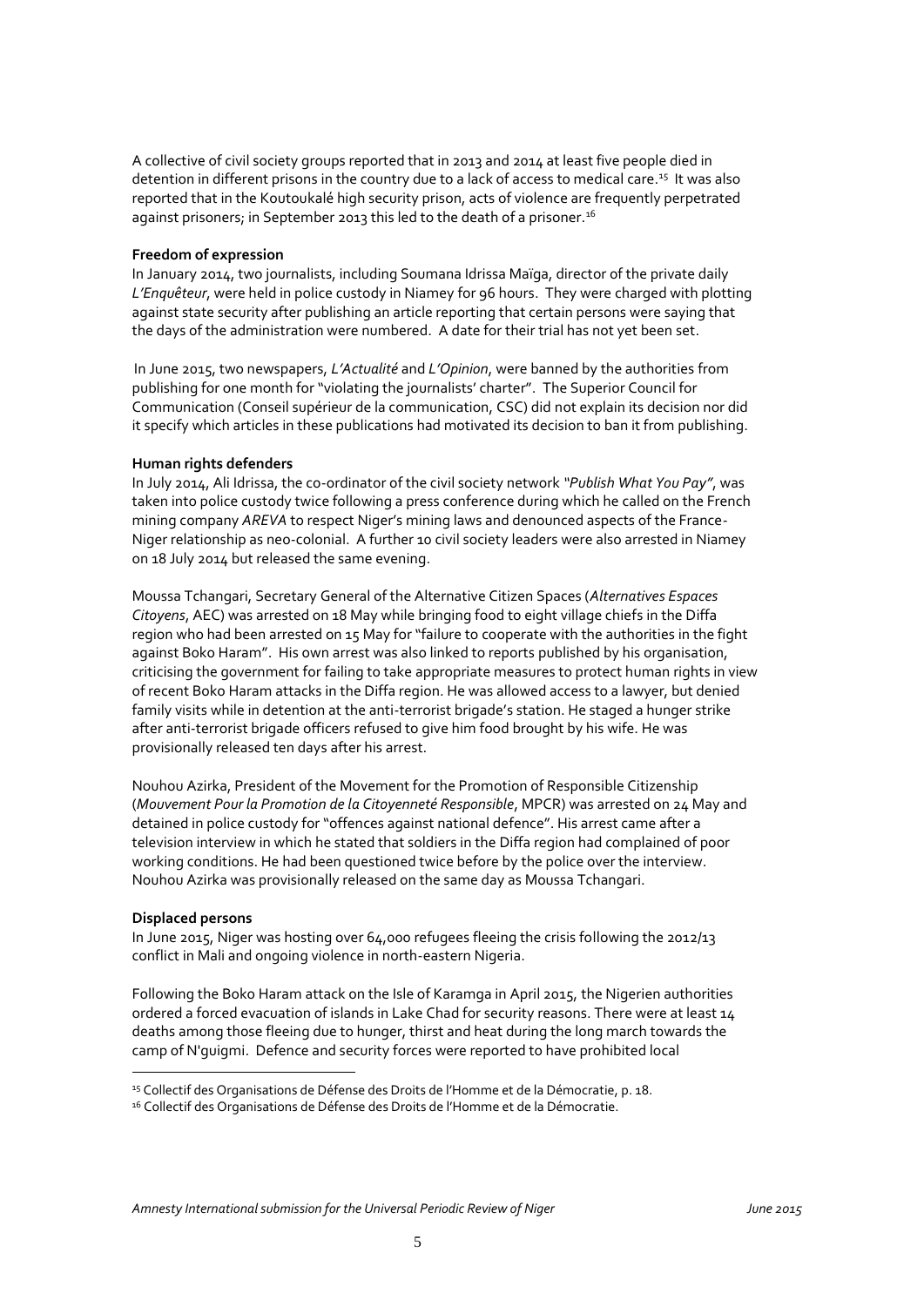A collective of civil society groups reported that in 2013 and 2014 at least five people died in detention in different prisons in the country due to a lack of access to medical care.[15] It was also reported that in the Koutoukalé high security prison, acts of violence are frequently perpetrated against prisoners; in September 2013 this led to the death of a prisoner.[16]

**Freedom of expression**

In January 2014, two journalists, including Soumana Idrissa Maïga, director of the private daily *L'Enquêteur*, were held in police custody in Niamey for 96 hours. They were charged with plotting against state security after publishing an article reporting that certain persons were saying that the days of the administration were numbered. A date for their trial has not yet been set.

In June 2015, two newspapers, *L'Actualité* and *L'Opinion*, were banned by the authorities from publishing for one month for "violating the journalists' charter". The Superior Council for Communication (Conseil supérieur de la communication, CSC) did not explain its decision nor did it specify which articles in these publications had motivated its decision to ban it from publishing.

**Human rights defenders**

In July 2014, Ali Idrissa, the co-ordinator of the civil society network *"Publish What You Pay"*, was taken into police custody twice following a press conference during which he called on the French mining company *AREVA* to respect Niger's mining laws and denounced aspects of the France-Niger relationship as neo-colonial. A further 10 civil society leaders were also arrested in Niamey on 18 July 2014 but released the same evening.

Moussa Tchangari, Secretary General of the Alternative Citizen Spaces (*Alternatives Espaces Citoyens*, AEC) was arrested on 18 May while bringing food to eight village chiefs in the Diffa region who had been arrested on 15 May for "failure to cooperate with the authorities in the fight against Boko Haram". His own arrest was also linked to reports published by his organisation, criticising the government for failing to take appropriate measures to protect human rights in view of recent Boko Haram attacks in the Diffa region. He was allowed access to a lawyer, but denied family visits while in detention at the anti-terrorist brigade's station. He staged a hunger strike after anti-terrorist brigade officers refused to give him food brought by his wife. He was provisionally released ten days after his arrest.

Nouhou Azirka, President of the Movement for the Promotion of Responsible Citizenship (*Mouvement Pour la Promotion de la Citoyenneté Responsible*, MPCR) was arrested on 24 May and detained in police custody for "offences against national defence". His arrest came after a television interview in which he stated that soldiers in the Diffa region had complained of poor working conditions. He had been questioned twice before by the police over the interview. Nouhou Azirka was provisionally released on the same day as Moussa Tchangari.

**Displaced persons**

In June 2015, Niger was hosting over 64,000 refugees fleeing the crisis following the 2012/13 conflict in Mali and ongoing violence in north-eastern Nigeria.

Following the Boko Haram attack on the Isle of Karamga in April 2015, the Nigerien authorities ordered a forced evacuation of islands in Lake Chad for security reasons. There were at least 14 deaths among those fleeing due to hunger, thirst and heat during the long march towards the camp of N'guigmi. Defence and security forces were reported to have prohibited local

---

[15] Collectif des Organisations de Défense des Droits de l'Homme et de la Démocratie, p. 18.

[16] Collectif des Organisations de Défense des Droits de l'Homme et de la Démocratie.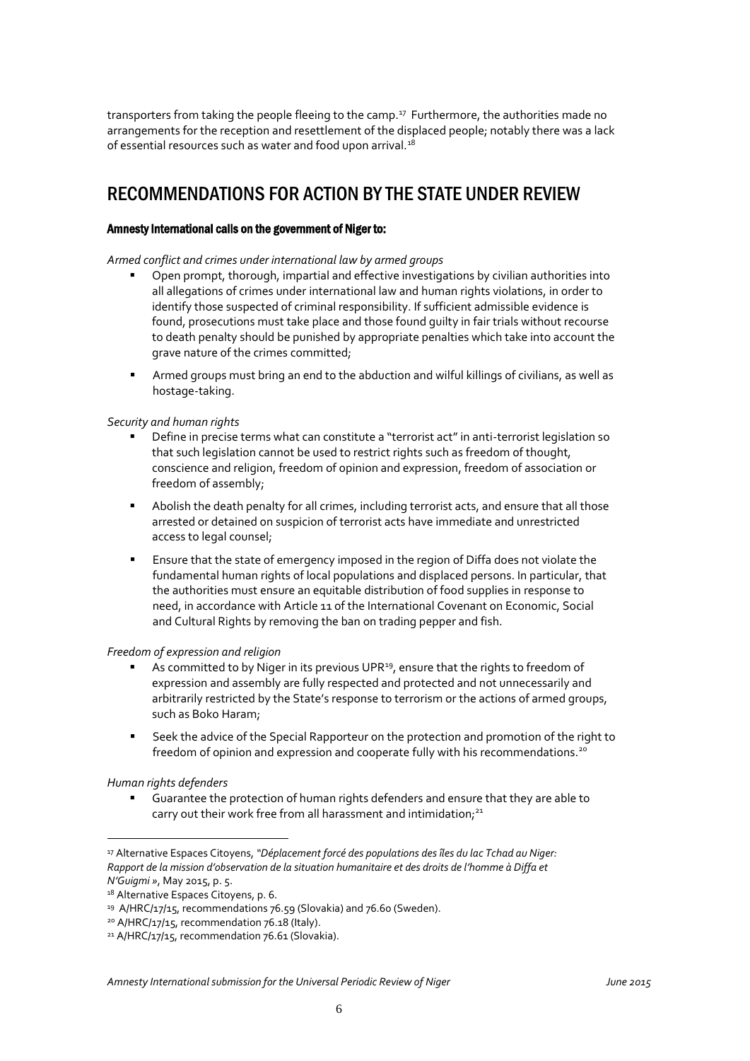transporters from taking the people fleeing to the camp.[17] Furthermore, the authorities made no arrangements for the reception and resettlement of the displaced people; notably there was a lack of essential resources such as water and food upon arrival.[18]

## RECOMMENDATIONS FOR ACTION BY THE STATE UNDER REVIEW

#### Amnesty International calls on the government of Niger to:

*Armed conflict and crimes under international law by armed groups*

- Open prompt, thorough, impartial and effective investigations by civilian authorities into all allegations of crimes under international law and human rights violations, in order to identify those suspected of criminal responsibility. If sufficient admissible evidence is found, prosecutions must take place and those found guilty in fair trials without recourse to death penalty should be punished by appropriate penalties which take into account the grave nature of the crimes committed;

- Armed groups must bring an end to the abduction and wilful killings of civilians, as well as hostage-taking.

*Security and human rights*

- Define in precise terms what can constitute a "terrorist act" in anti-terrorist legislation so that such legislation cannot be used to restrict rights such as freedom of thought, conscience and religion, freedom of opinion and expression, freedom of association or freedom of assembly;

- Abolish the death penalty for all crimes, including terrorist acts, and ensure that all those arrested or detained on suspicion of terrorist acts have immediate and unrestricted access to legal counsel;

- Ensure that the state of emergency imposed in the region of Diffa does not violate the fundamental human rights of local populations and displaced persons. In particular, that the authorities must ensure an equitable distribution of food supplies in response to need, in accordance with Article 11 of the International Covenant on Economic, Social and Cultural Rights by removing the ban on trading pepper and fish.

*Freedom of expression and religion*

- As committed to by Niger in its previous UPR[19], ensure that the rights to freedom of expression and assembly are fully respected and protected and not unnecessarily and arbitrarily restricted by the State's response to terrorism or the actions of armed groups, such as Boko Haram;

- Seek the advice of the Special Rapporteur on the protection and promotion of the right to freedom of opinion and expression and cooperate fully with his recommendations.[20]

*Human rights defenders*

- Guarantee the protection of human rights defenders and ensure that they are able to carry out their work free from all harassment and intimidation;[21]

---

[17] Alternative Espaces Citoyens, *"Déplacement forcé des populations des îles du lac Tchad au Niger: Rapport de la mission d'observation de la situation humanitaire et des droits de l'homme à Diffa et N'Guigmi »*, May 2015, p. 5.

[18] Alternative Espaces Citoyens, p. 6.

[19] A/HRC/17/15, recommendations 76.59 (Slovakia) and 76.60 (Sweden).

[20] A/HRC/17/15, recommendation 76.18 (Italy).

[21] A/HRC/17/15, recommendation 76.61 (Slovakia).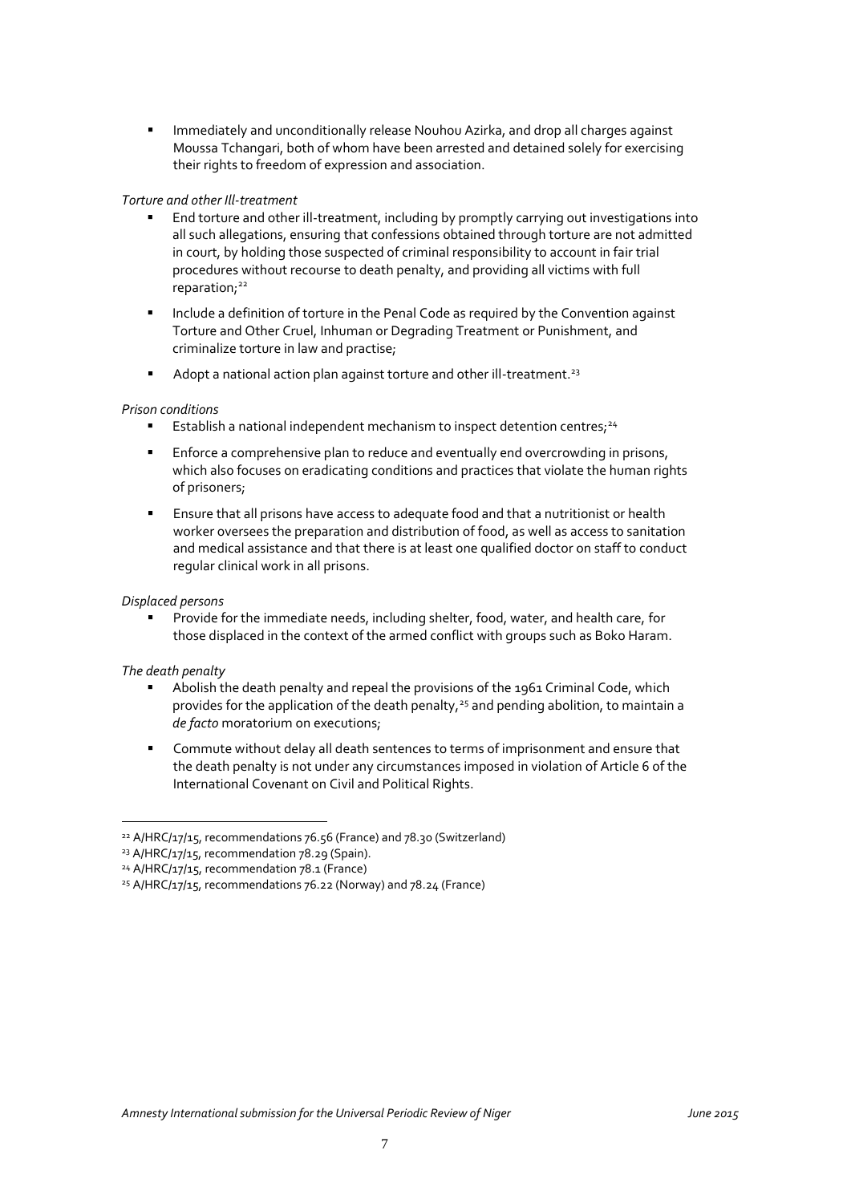- Immediately and unconditionally release Nouhou Azirka, and drop all charges against Moussa Tchangari, both of whom have been arrested and detained solely for exercising their rights to freedom of expression and association.

*Torture and other Ill-treatment*

- End torture and other ill-treatment, including by promptly carrying out investigations into all such allegations, ensuring that confessions obtained through torture are not admitted in court, by holding those suspected of criminal responsibility to account in fair trial procedures without recourse to death penalty, and providing all victims with full reparation;[22]
- Include a definition of torture in the Penal Code as required by the Convention against Torture and Other Cruel, Inhuman or Degrading Treatment or Punishment, and criminalize torture in law and practise;
- Adopt a national action plan against torture and other ill-treatment.[23]

*Prison conditions*

- Establish a national independent mechanism to inspect detention centres;[24]
- Enforce a comprehensive plan to reduce and eventually end overcrowding in prisons, which also focuses on eradicating conditions and practices that violate the human rights of prisoners;
- Ensure that all prisons have access to adequate food and that a nutritionist or health worker oversees the preparation and distribution of food, as well as access to sanitation and medical assistance and that there is at least one qualified doctor on staff to conduct regular clinical work in all prisons.

*Displaced persons*

- Provide for the immediate needs, including shelter, food, water, and health care, for those displaced in the context of the armed conflict with groups such as Boko Haram.

*The death penalty*

- Abolish the death penalty and repeal the provisions of the 1961 Criminal Code, which provides for the application of the death penalty,[25] and pending abolition, to maintain a *de facto* moratorium on executions;
- Commute without delay all death sentences to terms of imprisonment and ensure that the death penalty is not under any circumstances imposed in violation of Article 6 of the International Covenant on Civil and Political Rights.

---

[22] A/HRC/17/15, recommendations 76.56 (France) and 78.30 (Switzerland)
[23] A/HRC/17/15, recommendation 78.29 (Spain).
[24] A/HRC/17/15, recommendation 78.1 (France)
[25] A/HRC/17/15, recommendations 76.22 (Norway) and 78.24 (France)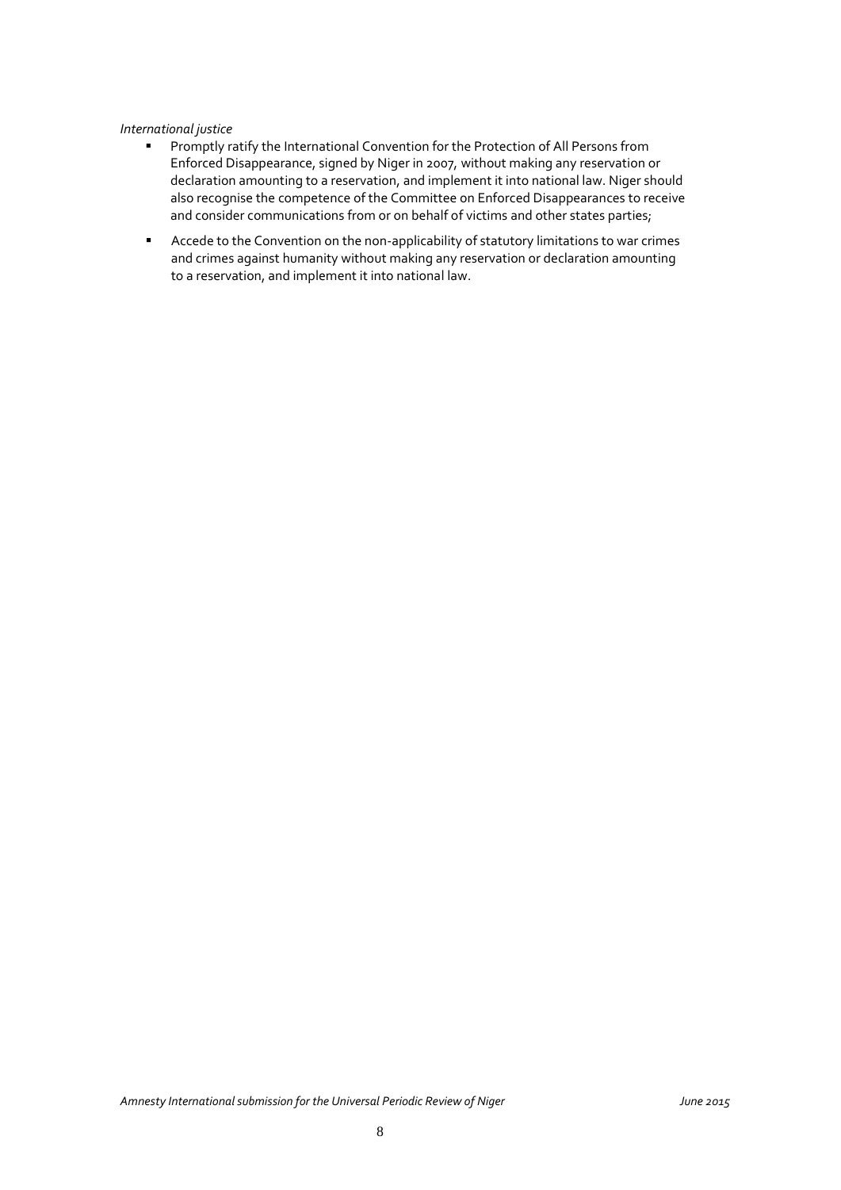*International justice*

- Promptly ratify the International Convention for the Protection of All Persons from Enforced Disappearance, signed by Niger in 2007, without making any reservation or declaration amounting to a reservation, and implement it into national law. Niger should also recognise the competence of the Committee on Enforced Disappearances to receive and consider communications from or on behalf of victims and other states parties;
- Accede to the Convention on the non-applicability of statutory limitations to war crimes and crimes against humanity without making any reservation or declaration amounting to a reservation, and implement it into national law.